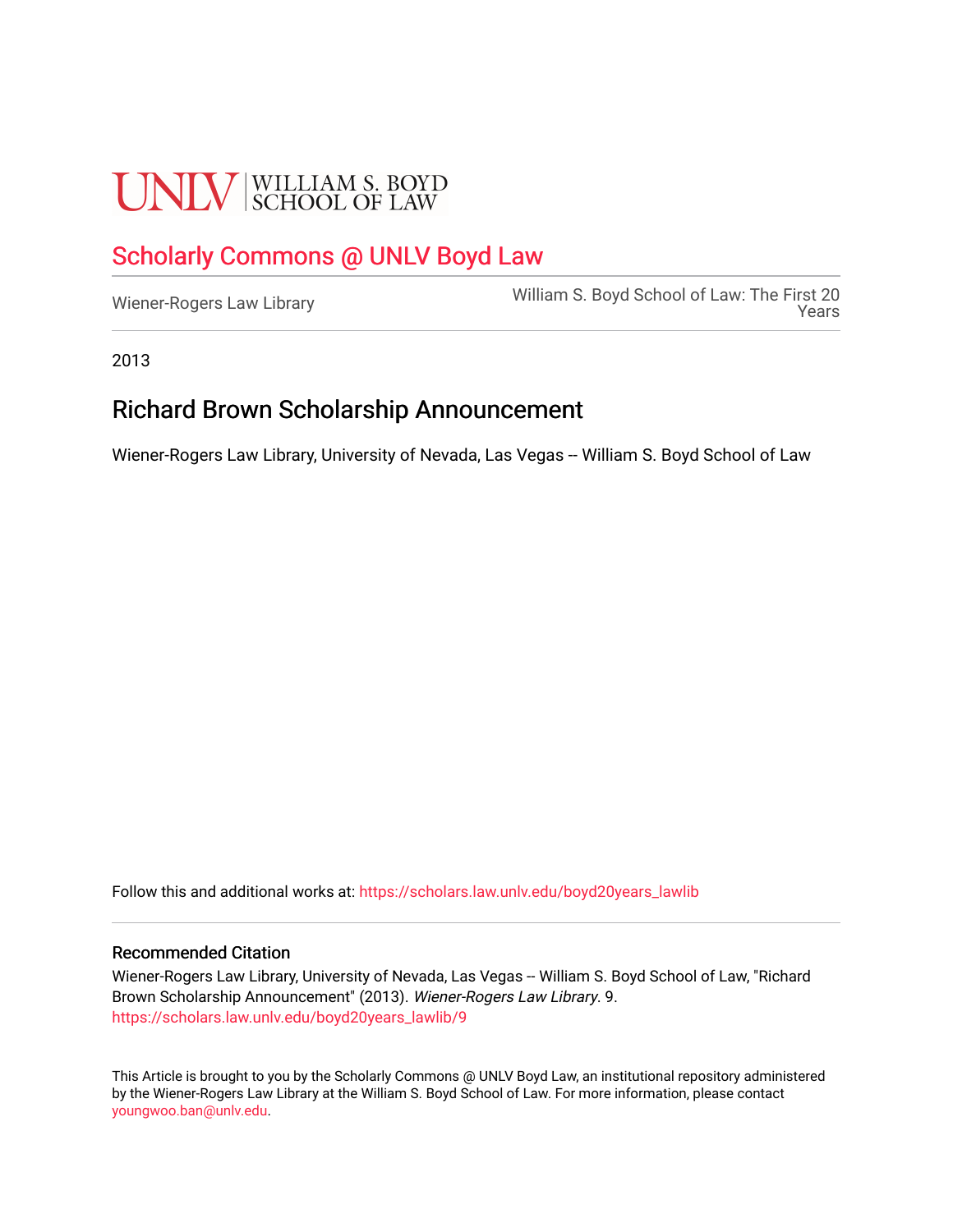UNLV | WILLIAM S. BOYD SCHOOL OF LAW

# Scholarly Commons @ UNLV Boyd Law

Wiener-Rogers Law Library

William S. Boyd School of Law: The First 20 Years

2013

## Richard Brown Scholarship Announcement

Wiener-Rogers Law Library, University of Nevada, Las Vegas -- William S. Boyd School of Law

Follow this and additional works at: https://scholars.law.unlv.edu/boyd20years_lawlib

### Recommended Citation

Wiener-Rogers Law Library, University of Nevada, Las Vegas -- William S. Boyd School of Law, "Richard Brown Scholarship Announcement" (2013). *Wiener-Rogers Law Library*. 9.
https://scholars.law.unlv.edu/boyd20years_lawlib/9

This Article is brought to you by the Scholarly Commons @ UNLV Boyd Law, an institutional repository administered by the Wiener-Rogers Law Library at the William S. Boyd School of Law. For more information, please contact youngwoo.ban@unlv.edu.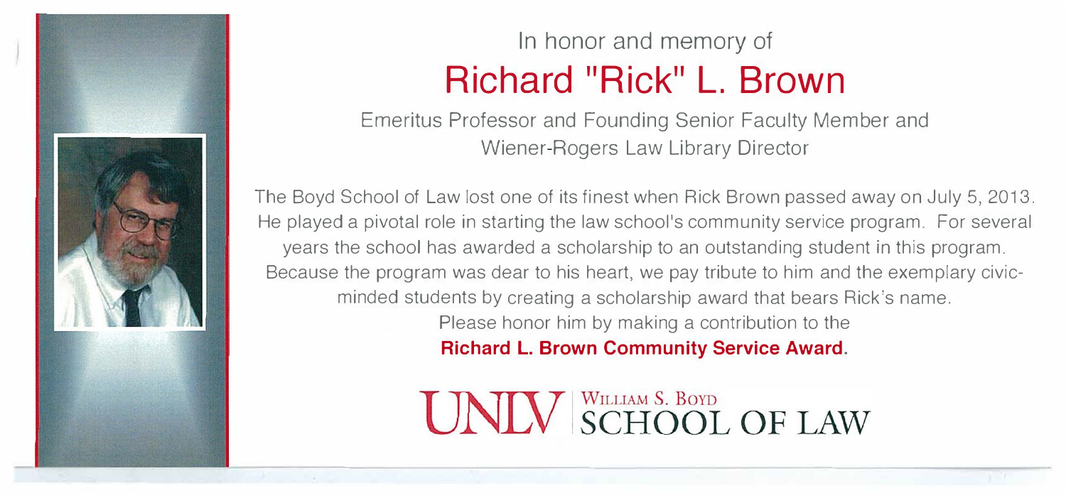In honor and memory of

# Richard "Rick" L. Brown

Emeritus Professor and Founding Senior Faculty Member and Wiener-Rogers Law Library Director

The Boyd School of Law lost one of its finest when Rick Brown passed away on July 5, 2013. He played a pivotal role in starting the law school's community service program. For several years the school has awarded a scholarship to an outstanding student in this program. Because the program was dear to his heart, we pay tribute to him and the exemplary civic-minded students by creating a scholarship award that bears Rick's name.

Please honor him by making a contribution to the **Richard L. Brown Community Service Award.**

UNLV | William S. Boyd SCHOOL OF LAW